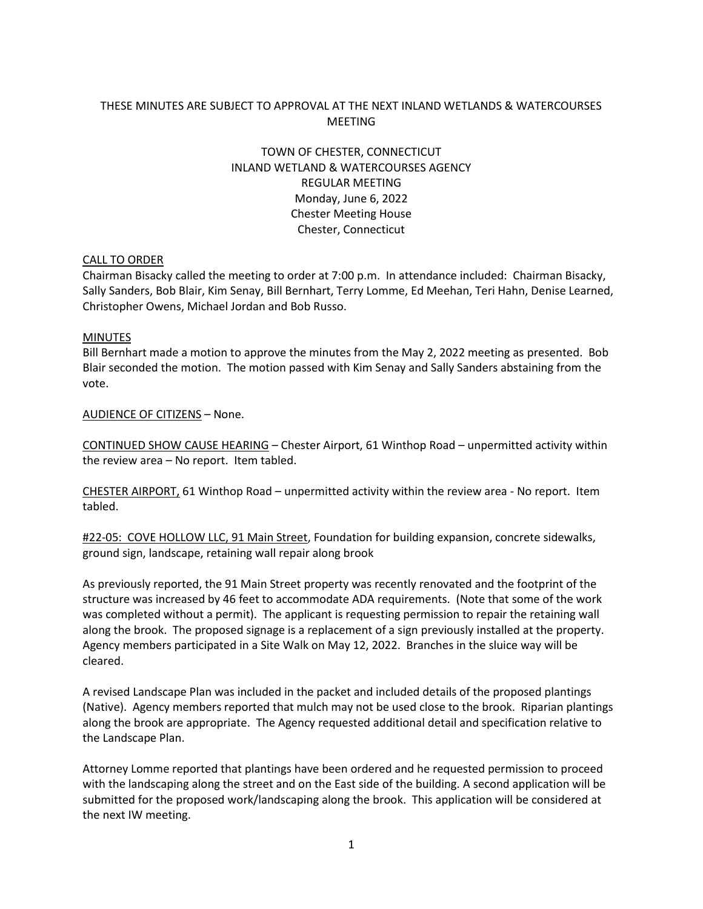THESE MINUTES ARE SUBJECT TO APPROVAL AT THE NEXT INLAND WETLANDS & WATERCOURSES MEETING

TOWN OF CHESTER, CONNECTICUT
INLAND WETLAND & WATERCOURSES AGENCY
REGULAR MEETING
Monday, June 6, 2022
Chester Meeting House
Chester, Connecticut

CALL TO ORDER

Chairman Bisacky called the meeting to order at 7:00 p.m. In attendance included: Chairman Bisacky, Sally Sanders, Bob Blair, Kim Senay, Bill Bernhart, Terry Lomme, Ed Meehan, Teri Hahn, Denise Learned, Christopher Owens, Michael Jordan and Bob Russo.

MINUTES

Bill Bernhart made a motion to approve the minutes from the May 2, 2022 meeting as presented. Bob Blair seconded the motion. The motion passed with Kim Senay and Sally Sanders abstaining from the vote.

AUDIENCE OF CITIZENS – None.

CONTINUED SHOW CAUSE HEARING – Chester Airport, 61 Winthop Road – unpermitted activity within the review area – No report. Item tabled.

CHESTER AIRPORT, 61 Winthop Road – unpermitted activity within the review area - No report. Item tabled.

#22-05: COVE HOLLOW LLC, 91 Main Street, Foundation for building expansion, concrete sidewalks, ground sign, landscape, retaining wall repair along brook

As previously reported, the 91 Main Street property was recently renovated and the footprint of the structure was increased by 46 feet to accommodate ADA requirements. (Note that some of the work was completed without a permit). The applicant is requesting permission to repair the retaining wall along the brook. The proposed signage is a replacement of a sign previously installed at the property. Agency members participated in a Site Walk on May 12, 2022. Branches in the sluice way will be cleared.

A revised Landscape Plan was included in the packet and included details of the proposed plantings (Native). Agency members reported that mulch may not be used close to the brook. Riparian plantings along the brook are appropriate. The Agency requested additional detail and specification relative to the Landscape Plan.

Attorney Lomme reported that plantings have been ordered and he requested permission to proceed with the landscaping along the street and on the East side of the building. A second application will be submitted for the proposed work/landscaping along the brook. This application will be considered at the next IW meeting.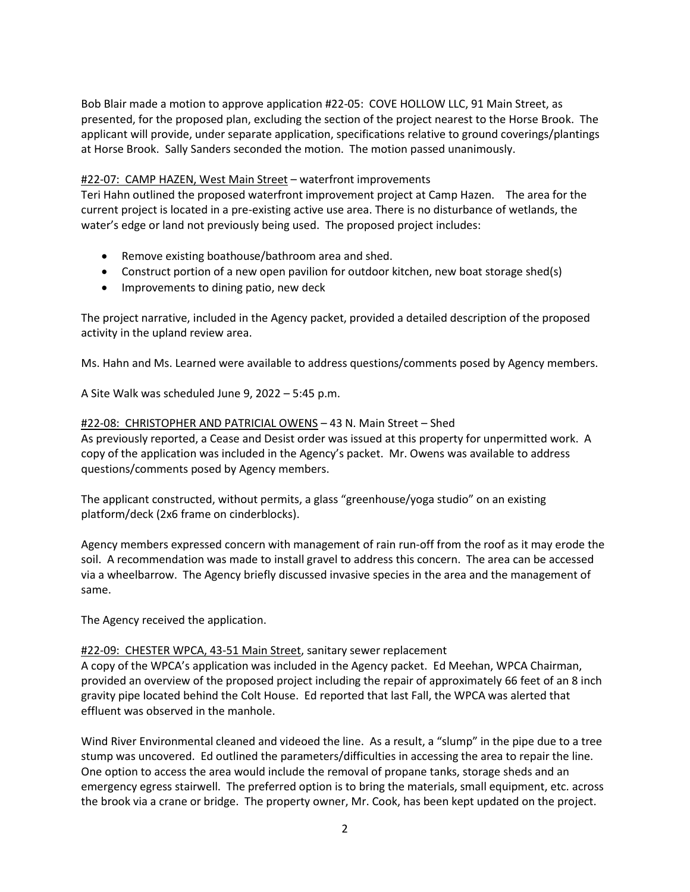Bob Blair made a motion to approve application #22-05: COVE HOLLOW LLC, 91 Main Street, as presented, for the proposed plan, excluding the section of the project nearest to the Horse Brook. The applicant will provide, under separate application, specifications relative to ground coverings/plantings at Horse Brook. Sally Sanders seconded the motion. The motion passed unanimously.

<u>#22-07: CAMP HAZEN, West Main Street</u> – waterfront improvements

Teri Hahn outlined the proposed waterfront improvement project at Camp Hazen. The area for the current project is located in a pre-existing active use area. There is no disturbance of wetlands, the water's edge or land not previously being used. The proposed project includes:

- Remove existing boathouse/bathroom area and shed.
- Construct portion of a new open pavilion for outdoor kitchen, new boat storage shed(s)
- Improvements to dining patio, new deck

The project narrative, included in the Agency packet, provided a detailed description of the proposed activity in the upland review area.

Ms. Hahn and Ms. Learned were available to address questions/comments posed by Agency members.

A Site Walk was scheduled June 9, 2022 – 5:45 p.m.

<u>#22-08: CHRISTOPHER AND PATRICIAL OWENS</u> – 43 N. Main Street – Shed

As previously reported, a Cease and Desist order was issued at this property for unpermitted work. A copy of the application was included in the Agency's packet. Mr. Owens was available to address questions/comments posed by Agency members.

The applicant constructed, without permits, a glass "greenhouse/yoga studio" on an existing platform/deck (2x6 frame on cinderblocks).

Agency members expressed concern with management of rain run-off from the roof as it may erode the soil. A recommendation was made to install gravel to address this concern. The area can be accessed via a wheelbarrow. The Agency briefly discussed invasive species in the area and the management of same.

The Agency received the application.

<u>#22-09: CHESTER WPCA, 43-51 Main Street</u>, sanitary sewer replacement

A copy of the WPCA's application was included in the Agency packet. Ed Meehan, WPCA Chairman, provided an overview of the proposed project including the repair of approximately 66 feet of an 8 inch gravity pipe located behind the Colt House. Ed reported that last Fall, the WPCA was alerted that effluent was observed in the manhole.

Wind River Environmental cleaned and videoed the line. As a result, a "slump" in the pipe due to a tree stump was uncovered. Ed outlined the parameters/difficulties in accessing the area to repair the line. One option to access the area would include the removal of propane tanks, storage sheds and an emergency egress stairwell. The preferred option is to bring the materials, small equipment, etc. across the brook via a crane or bridge. The property owner, Mr. Cook, has been kept updated on the project.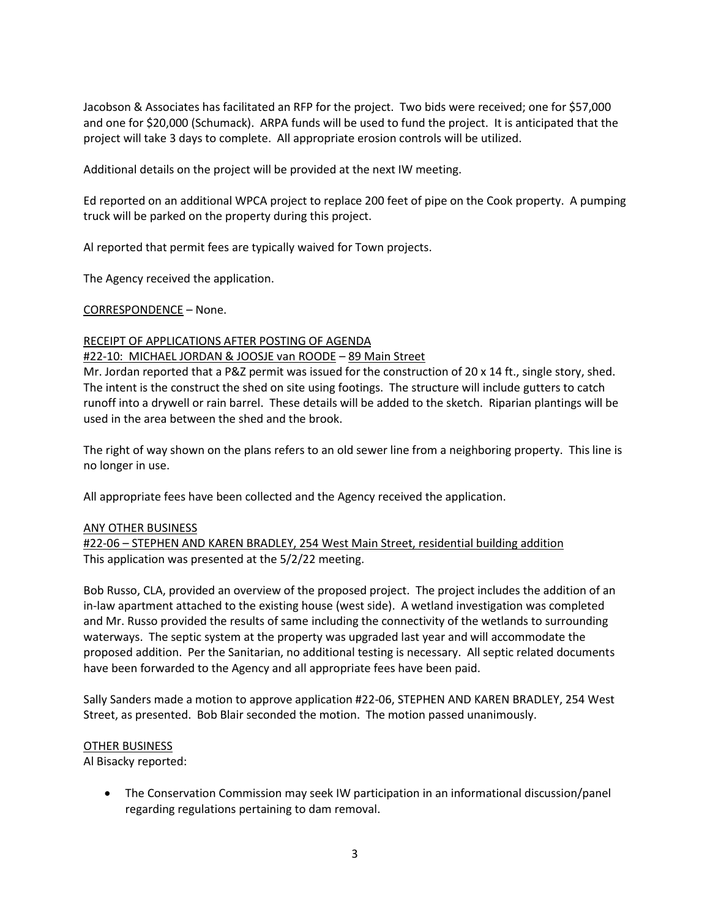Jacobson & Associates has facilitated an RFP for the project. Two bids were received; one for $57,000 and one for $20,000 (Schumack). ARPA funds will be used to fund the project. It is anticipated that the project will take 3 days to complete. All appropriate erosion controls will be utilized.

Additional details on the project will be provided at the next IW meeting.

Ed reported on an additional WPCA project to replace 200 feet of pipe on the Cook property. A pumping truck will be parked on the property during this project.

Al reported that permit fees are typically waived for Town projects.

The Agency received the application.

<u>CORRESPONDENCE</u> – None.

<u>RECEIPT OF APPLICATIONS AFTER POSTING OF AGENDA</u>

<u>#22-10: MICHAEL JORDAN & JOOSJE van ROODE</u> – <u>89 Main Street</u>

Mr. Jordan reported that a P&Z permit was issued for the construction of 20 x 14 ft., single story, shed. The intent is the construct the shed on site using footings. The structure will include gutters to catch runoff into a drywell or rain barrel. These details will be added to the sketch. Riparian plantings will be used in the area between the shed and the brook.

The right of way shown on the plans refers to an old sewer line from a neighboring property. This line is no longer in use.

All appropriate fees have been collected and the Agency received the application.

<u>ANY OTHER BUSINESS</u>

<u>#22-06 – STEPHEN AND KAREN BRADLEY, 254 West Main Street, residential building addition</u>

This application was presented at the 5/2/22 meeting.

Bob Russo, CLA, provided an overview of the proposed project. The project includes the addition of an in-law apartment attached to the existing house (west side). A wetland investigation was completed and Mr. Russo provided the results of same including the connectivity of the wetlands to surrounding waterways. The septic system at the property was upgraded last year and will accommodate the proposed addition. Per the Sanitarian, no additional testing is necessary. All septic related documents have been forwarded to the Agency and all appropriate fees have been paid.

Sally Sanders made a motion to approve application #22-06, STEPHEN AND KAREN BRADLEY, 254 West Street, as presented. Bob Blair seconded the motion. The motion passed unanimously.

<u>OTHER BUSINESS</u>

Al Bisacky reported:

- The Conservation Commission may seek IW participation in an informational discussion/panel regarding regulations pertaining to dam removal.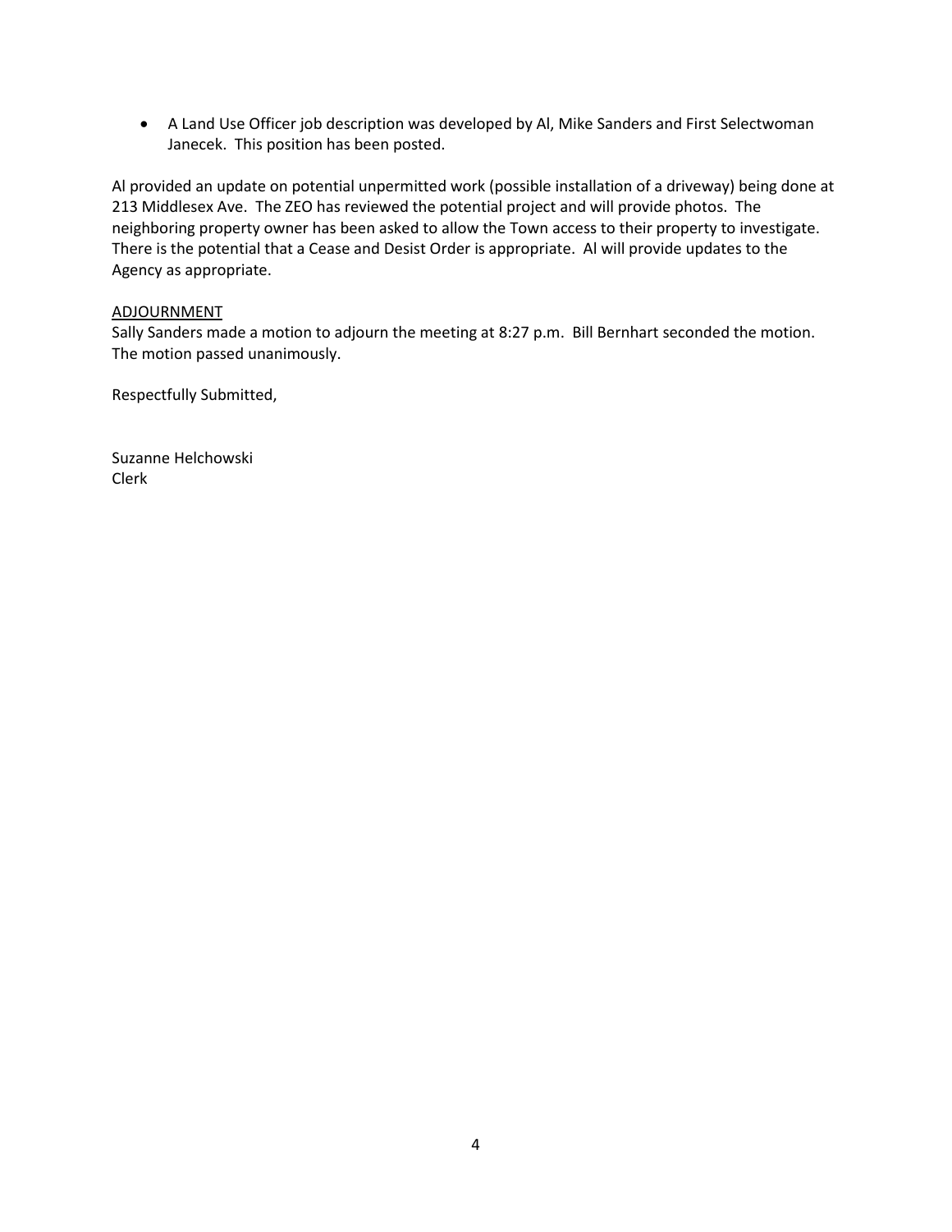- A Land Use Officer job description was developed by Al, Mike Sanders and First Selectwoman Janecek. This position has been posted.

Al provided an update on potential unpermitted work (possible installation of a driveway) being done at 213 Middlesex Ave. The ZEO has reviewed the potential project and will provide photos. The neighboring property owner has been asked to allow the Town access to their property to investigate. There is the potential that a Cease and Desist Order is appropriate. Al will provide updates to the Agency as appropriate.

ADJOURNMENT

Sally Sanders made a motion to adjourn the meeting at 8:27 p.m. Bill Bernhart seconded the motion. The motion passed unanimously.

Respectfully Submitted,

Suzanne Helchowski
Clerk